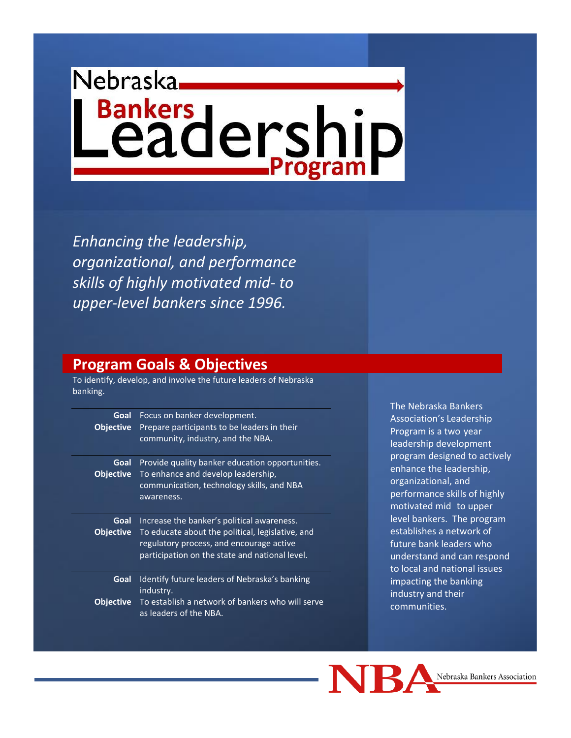# Nebraska Bankers Leadership Program

*Enhancing the leadership, organizational, and performance skills of highly motivated mid- to upper-level bankers since 1996.*

## Program Goals & Objectives

To identify, develop, and involve the future leaders of Nebraska banking.

| | |
|---|---|
| **Goal** | Focus on banker development. |
| **Objective** | Prepare participants to be leaders in their community, industry, and the NBA. |
| **Goal** | Provide quality banker education opportunities. |
| **Objective** | To enhance and develop leadership, communication, technology skills, and NBA awareness. |
| **Goal** | Increase the banker's political awareness. |
| **Objective** | To educate about the political, legislative, and regulatory process, and encourage active participation on the state and national level. |
| **Goal** | Identify future leaders of Nebraska's banking industry. |
| **Objective** | To establish a network of bankers who will serve as leaders of the NBA. |

The Nebraska Bankers Association's Leadership Program is a two year leadership development program designed to actively enhance the leadership, organizational, and performance skills of highly motivated mid to upper level bankers. The program establishes a network of future bank leaders who understand and can respond to local and national issues impacting the banking industry and their communities.

NBA Nebraska Bankers Association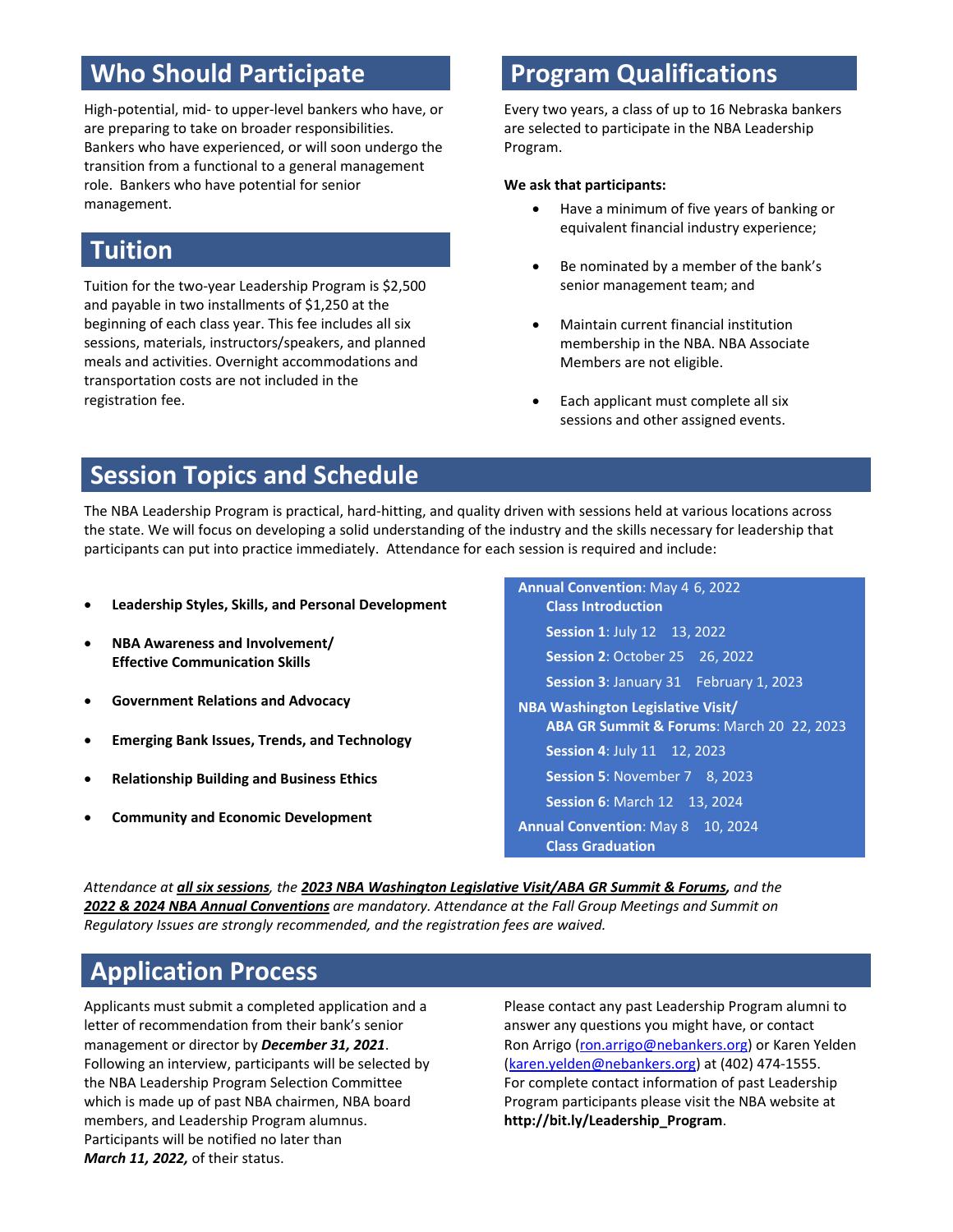## Who Should Participate

High-potential, mid- to upper-level bankers who have, or are preparing to take on broader responsibilities. Bankers who have experienced, or will soon undergo the transition from a functional to a general management role. Bankers who have potential for senior management.

## Tuition

Tuition for the two-year Leadership Program is $2,500 and payable in two installments of $1,250 at the beginning of each class year. This fee includes all six sessions, materials, instructors/speakers, and planned meals and activities. Overnight accommodations and transportation costs are not included in the registration fee.

## Program Qualifications

Every two years, a class of up to 16 Nebraska bankers are selected to participate in the NBA Leadership Program.

**We ask that participants:**

- Have a minimum of five years of banking or equivalent financial industry experience;
- Be nominated by a member of the bank's senior management team; and
- Maintain current financial institution membership in the NBA. NBA Associate Members are not eligible.
- Each applicant must complete all six sessions and other assigned events.

## Session Topics and Schedule

The NBA Leadership Program is practical, hard-hitting, and quality driven with sessions held at various locations across the state. We will focus on developing a solid understanding of the industry and the skills necessary for leadership that participants can put into practice immediately. Attendance for each session is required and include:

- **Leadership Styles, Skills, and Personal Development**
- **NBA Awareness and Involvement/ Effective Communication Skills**
- **Government Relations and Advocacy**
- **Emerging Bank Issues, Trends, and Technology**
- **Relationship Building and Business Ethics**
- **Community and Economic Development**

**Annual Convention**: May 4 6, 2022
**Class Introduction**

**Session 1**: July 12 13, 2022

**Session 2**: October 25 26, 2022

**Session 3**: January 31 February 1, 2023

**NBA Washington Legislative Visit/ ABA GR Summit & Forums**: March 20 22, 2023

**Session 4**: July 11 12, 2023

**Session 5**: November 7 8, 2023

**Session 6**: March 12 13, 2024

**Annual Convention**: May 8 10, 2024
**Class Graduation**

*Attendance at **all six sessions**, the **2023 NBA Washington Legislative Visit/ABA GR Summit & Forums**, and the **2022 & 2024 NBA Annual Conventions** are mandatory. Attendance at the Fall Group Meetings and Summit on Regulatory Issues are strongly recommended, and the registration fees are waived.*

## Application Process

Applicants must submit a completed application and a letter of recommendation from their bank's senior management or director by ***December 31, 2021***. Following an interview, participants will be selected by the NBA Leadership Program Selection Committee which is made up of past NBA chairmen, NBA board members, and Leadership Program alumnus. Participants will be notified no later than ***March 11, 2022,*** of their status.

Please contact any past Leadership Program alumni to answer any questions you might have, or contact Ron Arrigo (ron.arrigo@nebankers.org) or Karen Yelden (karen.yelden@nebankers.org) at (402) 474-1555. For complete contact information of past Leadership Program participants please visit the NBA website at **http://bit.ly/Leadership_Program**.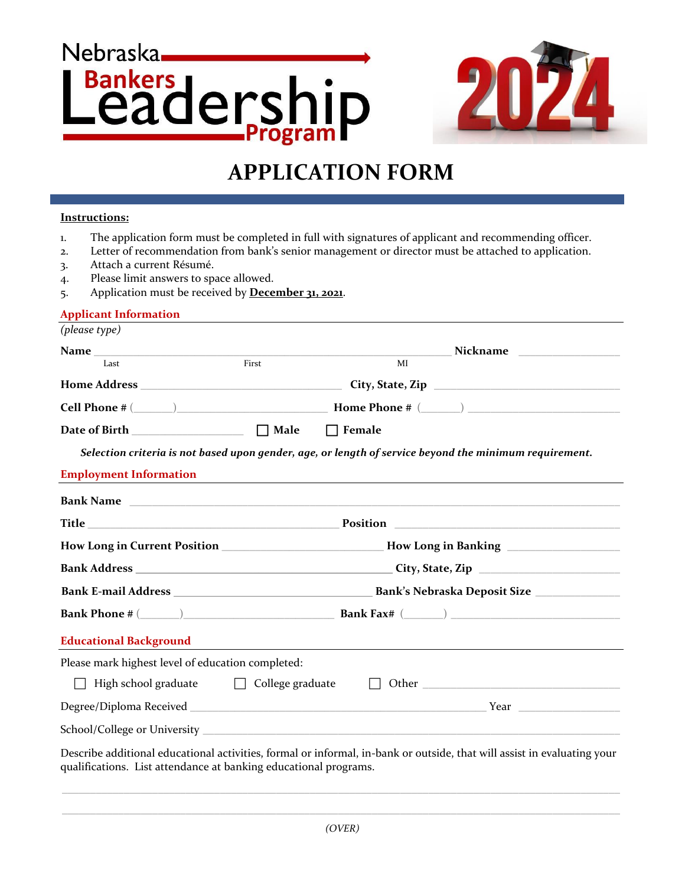Nebraska Bankers Leadership Program 2024

# APPLICATION FORM

**Instructions:**

1. The application form must be completed in full with signatures of applicant and recommending officer.
2. Letter of recommendation from bank's senior management or director must be attached to application.
3. Attach a current Résumé.
4. Please limit answers to space allowed.
5. Application must be received by **December 31, 2021**.

## Applicant Information

*(please type)*

**Name** ______________________________________________ **Nickname** ______________
Last First MI

**Home Address** ____________________________ **City, State, Zip** ____________________________

**Cell Phone #** (______)______________________ **Home Phone #** (______) ______________________

**Date of Birth** ________________ ☐ **Male** ☐ **Female**

***Selection criteria is not based upon gender, age, or length of service beyond the minimum requirement.***

## Employment Information

**Bank Name** ______________________________________________________________

**Title** ____________________________________ **Position** ______________________________

**How Long in Current Position** ______________________ **How Long in Banking** ______________

**Bank Address** ____________________________________ **City, State, Zip** ____________________

**Bank E-mail Address** ___________________________ **Bank's Nebraska Deposit Size** ____________

**Bank Phone #** (______)______________________ **Bank Fax#** (______) ______________________

## Educational Background

Please mark highest level of education completed:

☐ High school graduate ☐ College graduate ☐ Other ____________________________

Degree/Diploma Received ____________________________________________ Year ______________

School/College or University ______________________________________________________________

Describe additional educational activities, formal or informal, in-bank or outside, that will assist in evaluating your qualifications. List attendance at banking educational programs.

______________________________________________________________________________

______________________________________________________________________________

*(OVER)*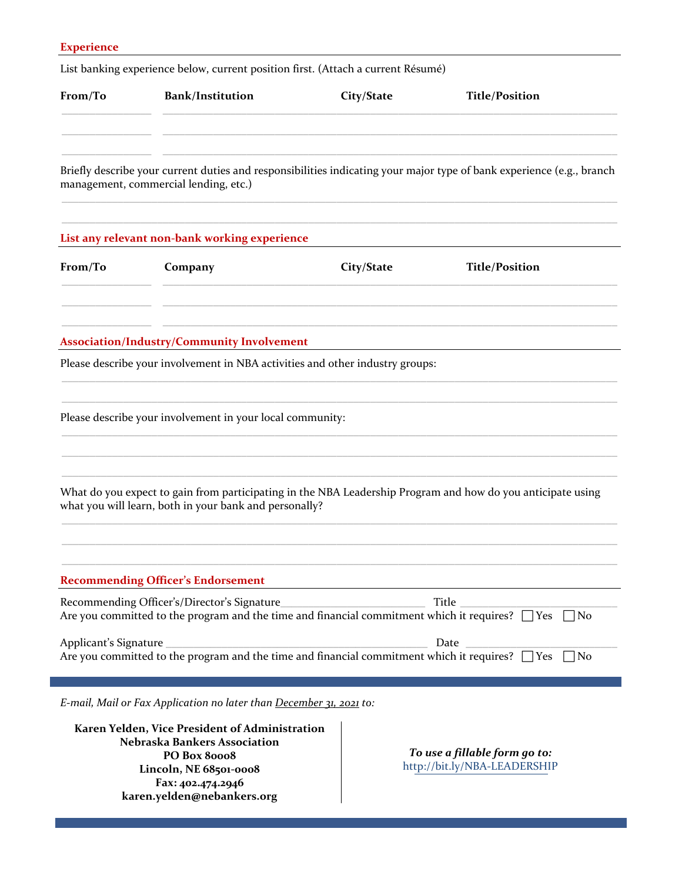## Experience

List banking experience below, current position first. (Attach a current Résumé)

| From/To | Bank/Institution | City/State | Title/Position |
|---|---|---|---|
| | | | |
| | | | |
| | | | |

Briefly describe your current duties and responsibilities indicating your major type of bank experience (e.g., branch management, commercial lending, etc.)

\_\_\_\_\_\_\_\_\_\_\_\_\_\_\_\_\_\_\_\_\_\_\_\_\_\_\_\_\_\_\_\_\_\_\_\_\_\_\_\_\_\_\_\_\_\_\_\_\_\_\_\_\_\_\_\_\_\_\_\_

\_\_\_\_\_\_\_\_\_\_\_\_\_\_\_\_\_\_\_\_\_\_\_\_\_\_\_\_\_\_\_\_\_\_\_\_\_\_\_\_\_\_\_\_\_\_\_\_\_\_\_\_\_\_\_\_\_\_\_\_

## List any relevant non-bank working experience

| From/To | Company | City/State | Title/Position |
|---|---|---|---|
| | | | |
| | | | |
| | | | |

## Association/Industry/Community Involvement

Please describe your involvement in NBA activities and other industry groups:

\_\_\_\_\_\_\_\_\_\_\_\_\_\_\_\_\_\_\_\_\_\_\_\_\_\_\_\_\_\_\_\_\_\_\_\_\_\_\_\_\_\_\_\_\_\_\_\_\_\_\_\_\_\_\_\_\_\_\_\_

\_\_\_\_\_\_\_\_\_\_\_\_\_\_\_\_\_\_\_\_\_\_\_\_\_\_\_\_\_\_\_\_\_\_\_\_\_\_\_\_\_\_\_\_\_\_\_\_\_\_\_\_\_\_\_\_\_\_\_\_

Please describe your involvement in your local community:

\_\_\_\_\_\_\_\_\_\_\_\_\_\_\_\_\_\_\_\_\_\_\_\_\_\_\_\_\_\_\_\_\_\_\_\_\_\_\_\_\_\_\_\_\_\_\_\_\_\_\_\_\_\_\_\_\_\_\_\_

\_\_\_\_\_\_\_\_\_\_\_\_\_\_\_\_\_\_\_\_\_\_\_\_\_\_\_\_\_\_\_\_\_\_\_\_\_\_\_\_\_\_\_\_\_\_\_\_\_\_\_\_\_\_\_\_\_\_\_\_

\_\_\_\_\_\_\_\_\_\_\_\_\_\_\_\_\_\_\_\_\_\_\_\_\_\_\_\_\_\_\_\_\_\_\_\_\_\_\_\_\_\_\_\_\_\_\_\_\_\_\_\_\_\_\_\_\_\_\_\_

What do you expect to gain from participating in the NBA Leadership Program and how do you anticipate using what you will learn, both in your bank and personally?

\_\_\_\_\_\_\_\_\_\_\_\_\_\_\_\_\_\_\_\_\_\_\_\_\_\_\_\_\_\_\_\_\_\_\_\_\_\_\_\_\_\_\_\_\_\_\_\_\_\_\_\_\_\_\_\_\_\_\_\_

\_\_\_\_\_\_\_\_\_\_\_\_\_\_\_\_\_\_\_\_\_\_\_\_\_\_\_\_\_\_\_\_\_\_\_\_\_\_\_\_\_\_\_\_\_\_\_\_\_\_\_\_\_\_\_\_\_\_\_\_

\_\_\_\_\_\_\_\_\_\_\_\_\_\_\_\_\_\_\_\_\_\_\_\_\_\_\_\_\_\_\_\_\_\_\_\_\_\_\_\_\_\_\_\_\_\_\_\_\_\_\_\_\_\_\_\_\_\_\_\_

## Recommending Officer's Endorsement

Recommending Officer's/Director's Signature\_\_\_\_\_\_\_\_\_\_\_\_\_\_\_\_\_\_\_\_\_\_\_\_\_ Title \_\_\_\_\_\_\_\_\_\_\_\_\_\_\_\_\_\_\_\_

Are you committed to the program and the time and financial commitment which it requires? ☐ Yes ☐ No

Applicant's Signature \_\_\_\_\_\_\_\_\_\_\_\_\_\_\_\_\_\_\_\_\_\_\_\_\_\_\_\_\_\_\_\_\_\_\_\_\_\_\_\_\_\_ Date \_\_\_\_\_\_\_\_\_\_\_\_\_\_\_\_\_\_\_\_

Are you committed to the program and the time and financial commitment which it requires? ☐ Yes ☐ No

*E-mail, Mail or Fax Application no later than December 31, 2021 to:*

**Karen Yelden, Vice President of Administration**
**Nebraska Bankers Association**
**PO Box 80008**
**Lincoln, NE 68501-0008**
**Fax: 402.474.2946**
**karen.yelden@nebankers.org**

***To use a fillable form go to:***
http://bit.ly/NBA-LEADERSHIP